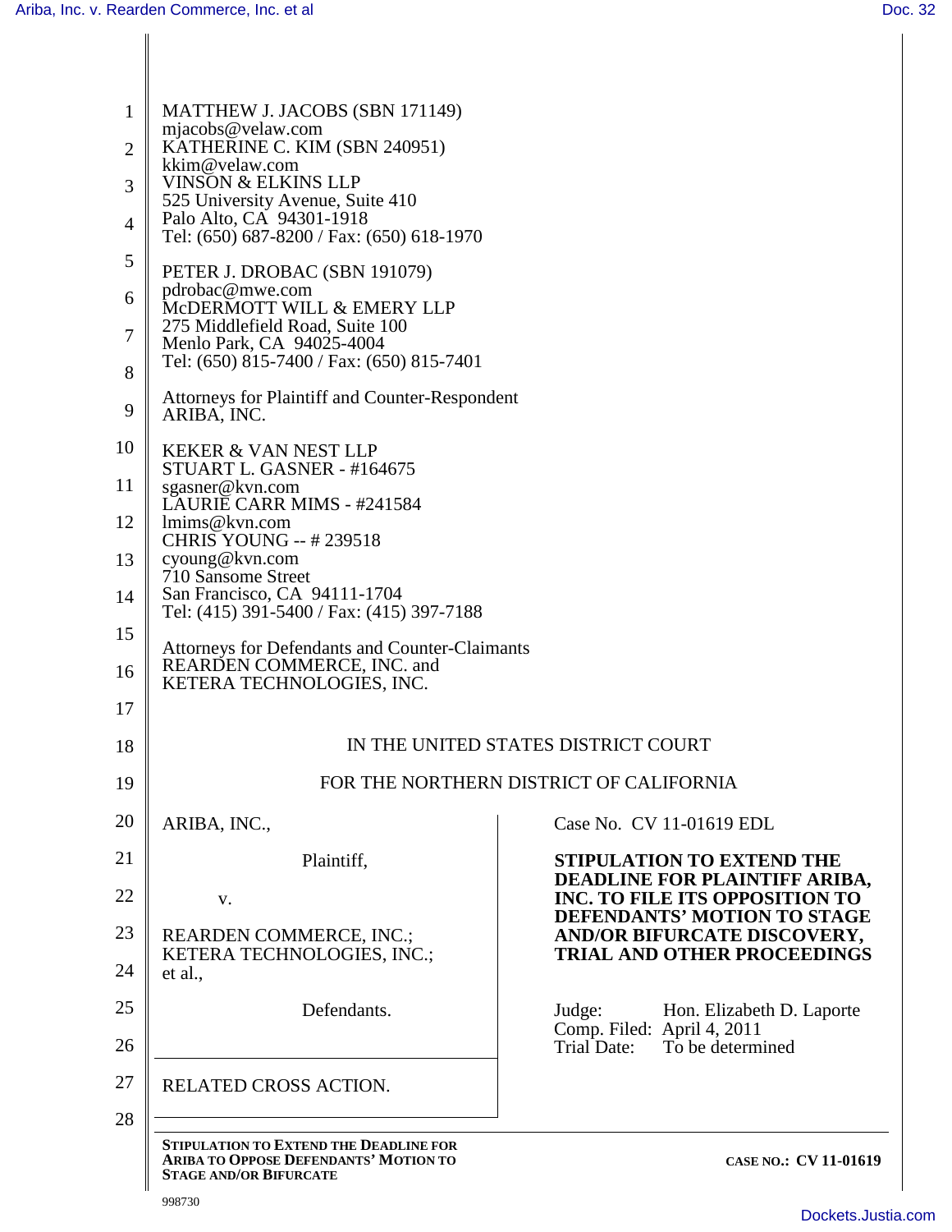MATTHEW J. JACOBS (SBN 171149)
mjacobs@velaw.com
KATHERINE C. KIM (SBN 240951)
kkim@velaw.com
VINSON & ELKINS LLP
525 University Avenue, Suite 410
Palo Alto, CA 94301-1918
Tel: (650) 687-8200 / Fax: (650) 618-1970

PETER J. DROBAC (SBN 191079)
pdrobac@mwe.com
McDERMOTT WILL & EMERY LLP
275 Middlefield Road, Suite 100
Menlo Park, CA 94025-4004
Tel: (650) 815-7400 / Fax: (650) 815-7401

Attorneys for Plaintiff and Counter-Respondent
ARIBA, INC.

KEKER & VAN NEST LLP
STUART L. GASNER - #164675
sgasner@kvn.com
LAURIE CARR MIMS - #241584
lmims@kvn.com
CHRIS YOUNG -- # 239518
cyoung@kvn.com
710 Sansome Street
San Francisco, CA 94111-1704
Tel: (415) 391-5400 / Fax: (415) 397-7188

Attorneys for Defendants and Counter-Claimants
REARDEN COMMERCE, INC. and
KETERA TECHNOLOGIES, INC.

IN THE UNITED STATES DISTRICT COURT

FOR THE NORTHERN DISTRICT OF CALIFORNIA

ARIBA, INC.,

Plaintiff,

v.

REARDEN COMMERCE, INC.;
KETERA TECHNOLOGIES, INC.;
et al.,

Defendants.

RELATED CROSS ACTION.

Case No. CV 11-01619 EDL

**STIPULATION TO EXTEND THE DEADLINE FOR PLAINTIFF ARIBA, INC. TO FILE ITS OPPOSITION TO DEFENDANTS' MOTION TO STAGE AND/OR BIFURCATE DISCOVERY, TRIAL AND OTHER PROCEEDINGS**

Judge: Hon. Elizabeth D. Laporte
Comp. Filed: April 4, 2011
Trial Date: To be determined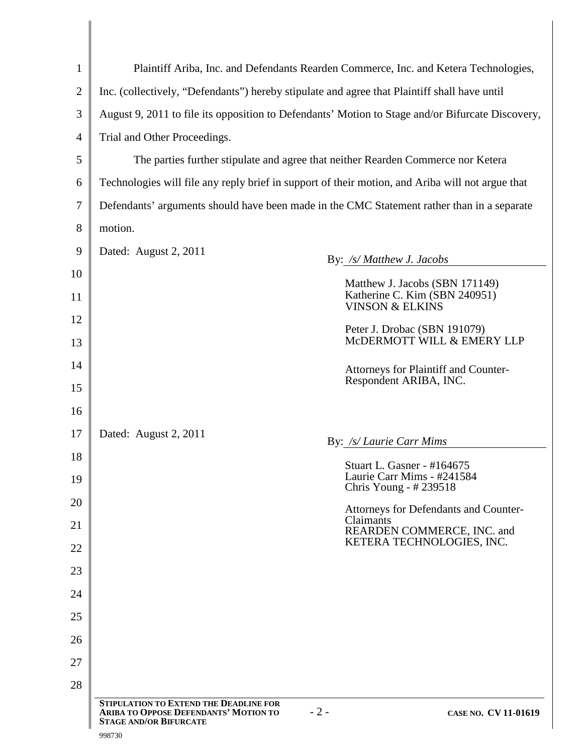Plaintiff Ariba, Inc. and Defendants Rearden Commerce, Inc. and Ketera Technologies, Inc. (collectively, "Defendants") hereby stipulate and agree that Plaintiff shall have until August 9, 2011 to file its opposition to Defendants' Motion to Stage and/or Bifurcate Discovery, Trial and Other Proceedings.

The parties further stipulate and agree that neither Rearden Commerce nor Ketera Technologies will file any reply brief in support of their motion, and Ariba will not argue that Defendants' arguments should have been made in the CMC Statement rather than in a separate motion.

Dated: August 2, 2011

By: */s/ Matthew J. Jacobs*

Matthew J. Jacobs (SBN 171149)
Katherine C. Kim (SBN 240951)
VINSON & ELKINS

Peter J. Drobac (SBN 191079)
McDERMOTT WILL & EMERY LLP

Attorneys for Plaintiff and Counter-Respondent ARIBA, INC.

Dated: August 2, 2011

By: */s/ Laurie Carr Mims*

Stuart L. Gasner - #164675
Laurie Carr Mims - #241584
Chris Young - # 239518

Attorneys for Defendants and Counter-Claimants
REARDEN COMMERCE, INC. and KETERA TECHNOLOGIES, INC.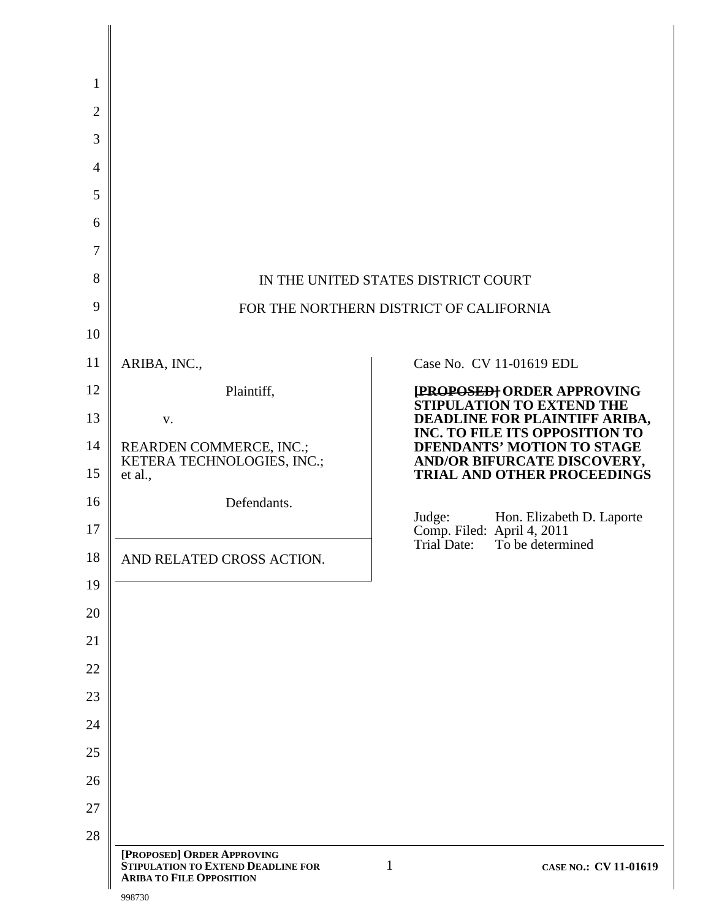IN THE UNITED STATES DISTRICT COURT

FOR THE NORTHERN DISTRICT OF CALIFORNIA

| | |
|---|---|
| ARIBA, INC.,<br><br>Plaintiff,<br><br>v.<br><br>REARDEN COMMERCE, INC.; KETERA TECHNOLOGIES, INC.; et al.,<br><br>Defendants.<br><br>AND RELATED CROSS ACTION. | Case No. CV 11-01619 EDL<br><br>**~~[PROPOSED]~~ ORDER APPROVING STIPULATION TO EXTEND THE DEADLINE FOR PLAINTIFF ARIBA, INC. TO FILE ITS OPPOSITION TO DFENDANTS' MOTION TO STAGE AND/OR BIFURCATE DISCOVERY, TRIAL AND OTHER PROCEEDINGS**<br><br>Judge: Hon. Elizabeth D. Laporte<br>Comp. Filed: April 4, 2011<br>Trial Date: To be determined |

998730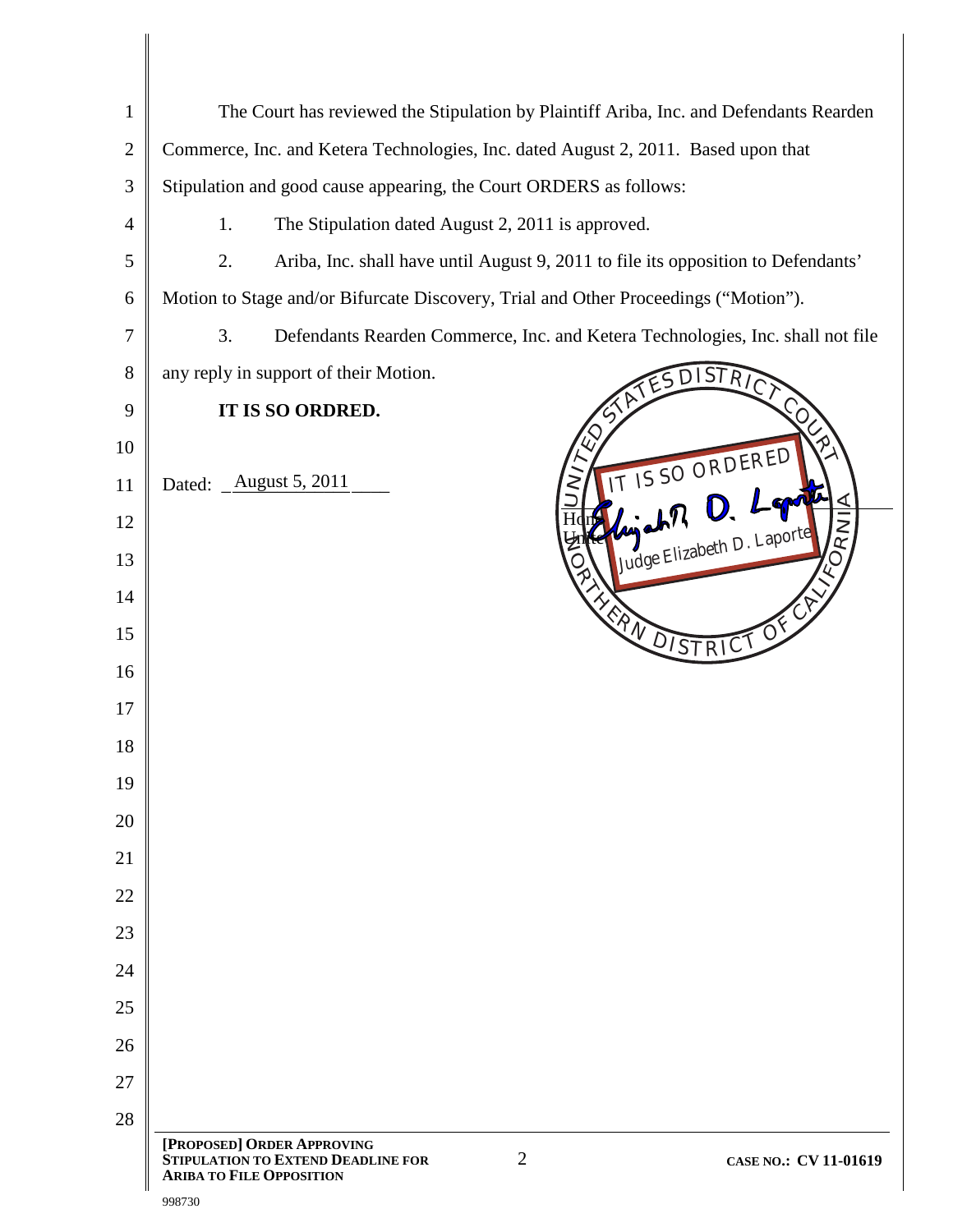The Court has reviewed the Stipulation by Plaintiff Ariba, Inc. and Defendants Rearden Commerce, Inc. and Ketera Technologies, Inc. dated August 2, 2011. Based upon that Stipulation and good cause appearing, the Court ORDERS as follows:

1. The Stipulation dated August 2, 2011 is approved.

2. Ariba, Inc. shall have until August 9, 2011 to file its opposition to Defendants' Motion to Stage and/or Bifurcate Discovery, Trial and Other Proceedings ("Motion").

3. Defendants Rearden Commerce, Inc. and Ketera Technologies, Inc. shall not file any reply in support of their Motion.

**IT IS SO ORDRED.**

Dated: August 5, 2011

UNITED STATES DISTRICT COURT
NORTHERN DISTRICT OF CALIFORNIA
IT IS SO ORDERED
Judge Elizabeth D. Laporte

Hon
Unite